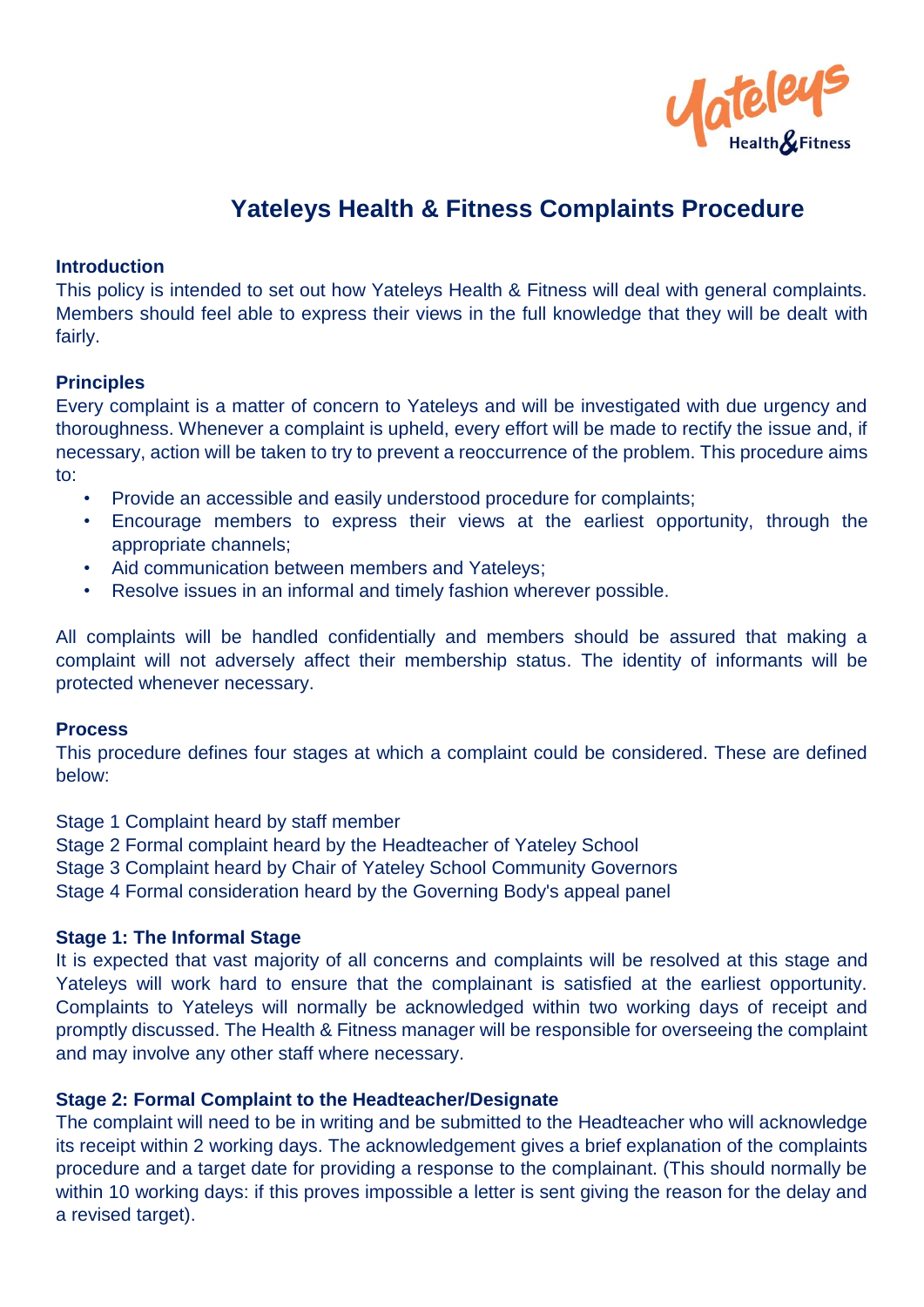# Yateleys Health & Fitness Complaints Procedure

**Introduction**

This policy is intended to set out how Yateleys Health & Fitness will deal with general complaints. Members should feel able to express their views in the full knowledge that they will be dealt with fairly.

**Principles**

Every complaint is a matter of concern to Yateleys and will be investigated with due urgency and thoroughness. Whenever a complaint is upheld, every effort will be made to rectify the issue and, if necessary, action will be taken to try to prevent a reoccurrence of the problem. This procedure aims to:

- Provide an accessible and easily understood procedure for complaints;
- Encourage members to express their views at the earliest opportunity, through the appropriate channels;
- Aid communication between members and Yateleys;
- Resolve issues in an informal and timely fashion wherever possible.

All complaints will be handled confidentially and members should be assured that making a complaint will not adversely affect their membership status. The identity of informants will be protected whenever necessary.

**Process**

This procedure defines four stages at which a complaint could be considered. These are defined below:

Stage 1 Complaint heard by staff member
Stage 2 Formal complaint heard by the Headteacher of Yateley School
Stage 3 Complaint heard by Chair of Yateley School Community Governors
Stage 4 Formal consideration heard by the Governing Body's appeal panel

**Stage 1: The Informal Stage**

It is expected that vast majority of all concerns and complaints will be resolved at this stage and Yateleys will work hard to ensure that the complainant is satisfied at the earliest opportunity. Complaints to Yateleys will normally be acknowledged within two working days of receipt and promptly discussed. The Health & Fitness manager will be responsible for overseeing the complaint and may involve any other staff where necessary.

**Stage 2: Formal Complaint to the Headteacher/Designate**

The complaint will need to be in writing and be submitted to the Headteacher who will acknowledge its receipt within 2 working days. The acknowledgement gives a brief explanation of the complaints procedure and a target date for providing a response to the complainant. (This should normally be within 10 working days: if this proves impossible a letter is sent giving the reason for the delay and a revised target).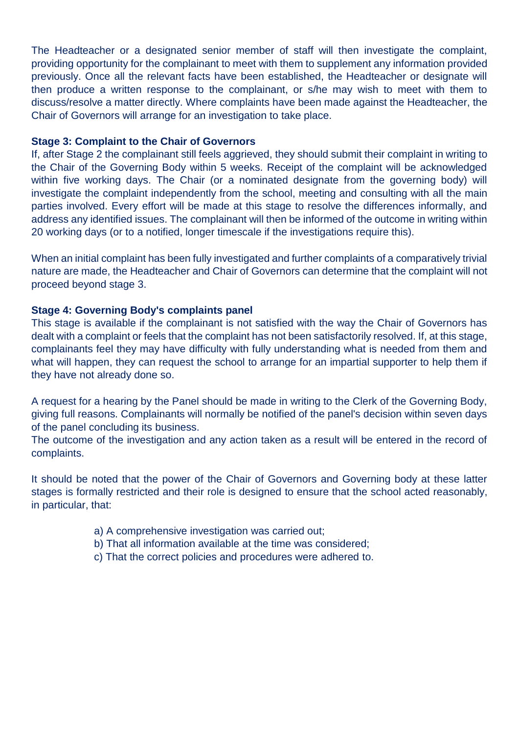The Headteacher or a designated senior member of staff will then investigate the complaint, providing opportunity for the complainant to meet with them to supplement any information provided previously. Once all the relevant facts have been established, the Headteacher or designate will then produce a written response to the complainant, or s/he may wish to meet with them to discuss/resolve a matter directly. Where complaints have been made against the Headteacher, the Chair of Governors will arrange for an investigation to take place.

**Stage 3: Complaint to the Chair of Governors**

If, after Stage 2 the complainant still feels aggrieved, they should submit their complaint in writing to the Chair of the Governing Body within 5 weeks. Receipt of the complaint will be acknowledged within five working days. The Chair (or a nominated designate from the governing body) will investigate the complaint independently from the school, meeting and consulting with all the main parties involved. Every effort will be made at this stage to resolve the differences informally, and address any identified issues. The complainant will then be informed of the outcome in writing within 20 working days (or to a notified, longer timescale if the investigations require this).

When an initial complaint has been fully investigated and further complaints of a comparatively trivial nature are made, the Headteacher and Chair of Governors can determine that the complaint will not proceed beyond stage 3.

**Stage 4: Governing Body's complaints panel**

This stage is available if the complainant is not satisfied with the way the Chair of Governors has dealt with a complaint or feels that the complaint has not been satisfactorily resolved. If, at this stage, complainants feel they may have difficulty with fully understanding what is needed from them and what will happen, they can request the school to arrange for an impartial supporter to help them if they have not already done so.

A request for a hearing by the Panel should be made in writing to the Clerk of the Governing Body, giving full reasons. Complainants will normally be notified of the panel's decision within seven days of the panel concluding its business.
The outcome of the investigation and any action taken as a result will be entered in the record of complaints.

It should be noted that the power of the Chair of Governors and Governing body at these latter stages is formally restricted and their role is designed to ensure that the school acted reasonably, in particular, that:

a) A comprehensive investigation was carried out;
b) That all information available at the time was considered;
c) That the correct policies and procedures were adhered to.